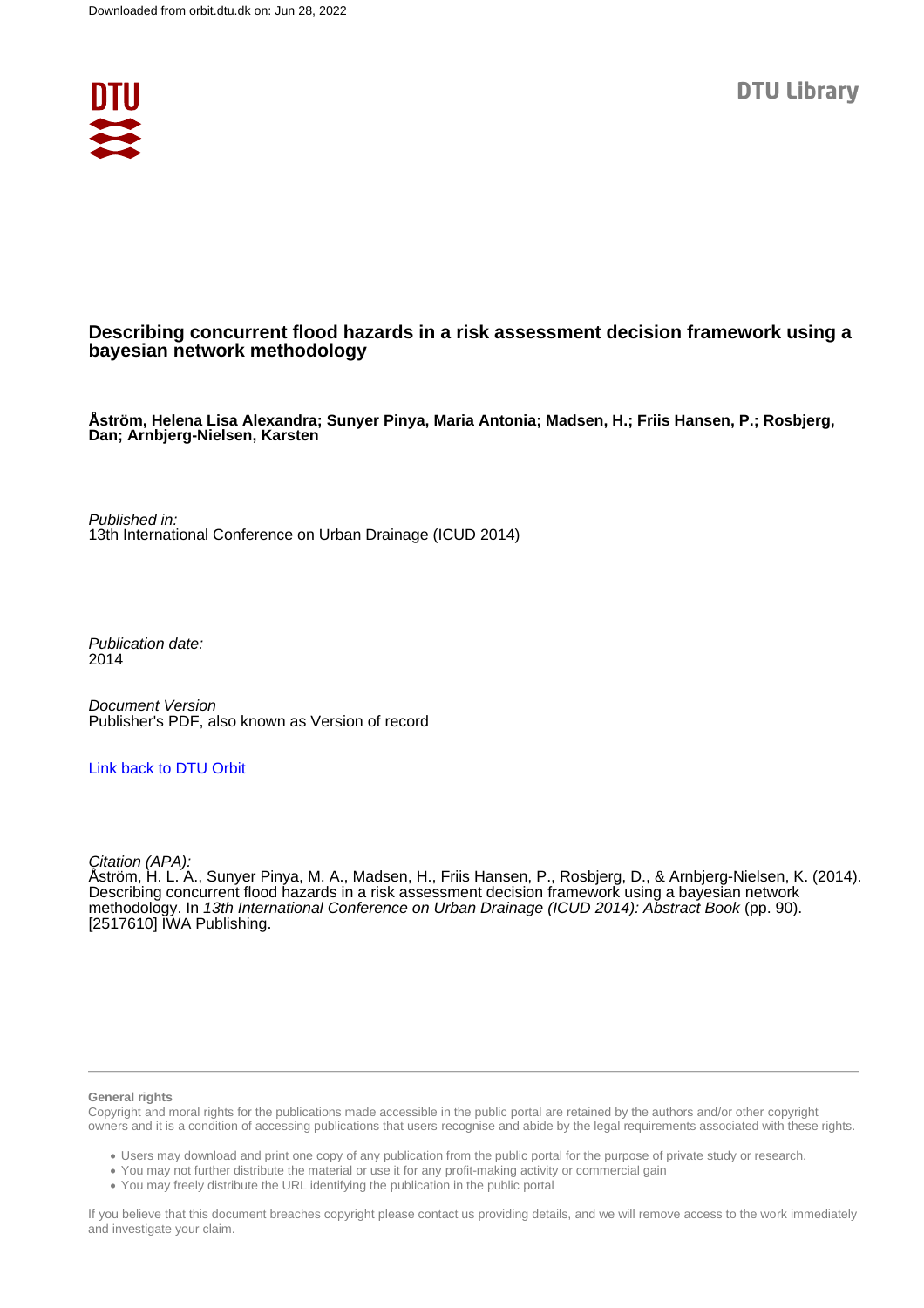Downloaded from orbit.dtu.dk on: Jun 28, 2022

DTU Library

# Describing concurrent flood hazards in a risk assessment decision framework using a bayesian network methodology

**Åström, Helena Lisa Alexandra; Sunyer Pinya, Maria Antonia; Madsen, H.; Friis Hansen, P.; Rosbjerg, Dan; Arnbjerg-Nielsen, Karsten**

*Published in:*
13th International Conference on Urban Drainage (ICUD 2014)

*Publication date:*
2014

*Document Version*
Publisher's PDF, also known as Version of record

[Link back to DTU Orbit]

*Citation (APA):*
Åström, H. L. A., Sunyer Pinya, M. A., Madsen, H., Friis Hansen, P., Rosbjerg, D., & Arnbjerg-Nielsen, K. (2014). Describing concurrent flood hazards in a risk assessment decision framework using a bayesian network methodology. In *13th International Conference on Urban Drainage (ICUD 2014): Abstract Book* (pp. 90). [2517610] IWA Publishing.

**General rights**
Copyright and moral rights for the publications made accessible in the public portal are retained by the authors and/or other copyright owners and it is a condition of accessing publications that users recognise and abide by the legal requirements associated with these rights.

- Users may download and print one copy of any publication from the public portal for the purpose of private study or research.
- You may not further distribute the material or use it for any profit-making activity or commercial gain
- You may freely distribute the URL identifying the publication in the public portal

If you believe that this document breaches copyright please contact us providing details, and we will remove access to the work immediately and investigate your claim.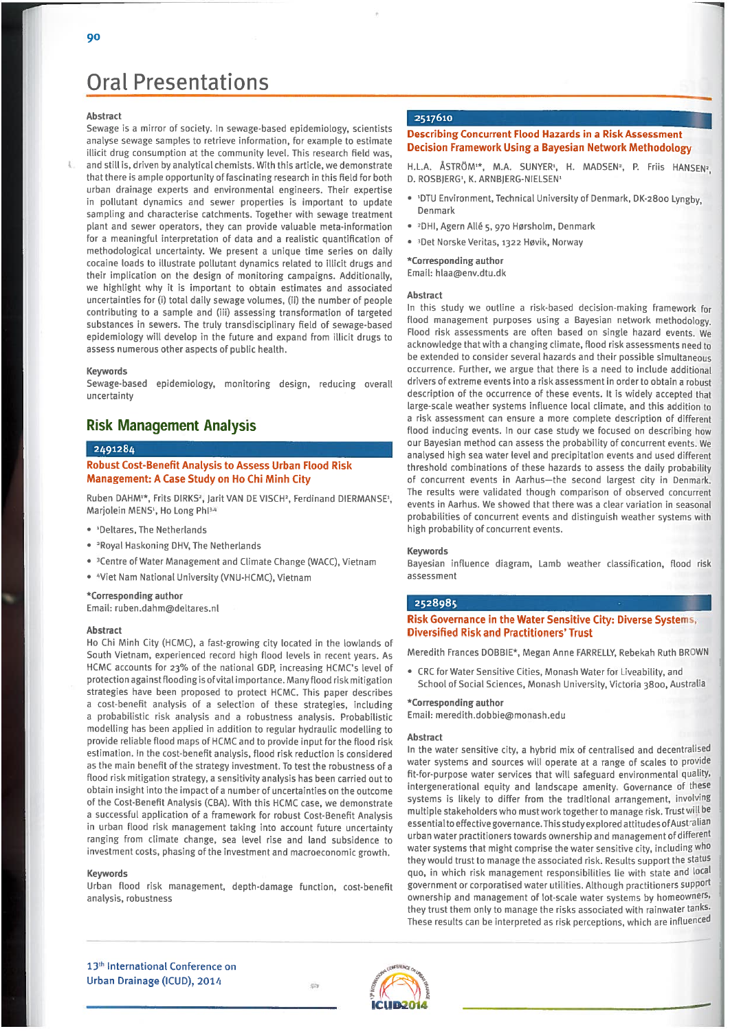# Oral Presentations

**Abstract**

Sewage is a mirror of society. In sewage-based epidemiology, scientists analyse sewage samples to retrieve information, for example to estimate illicit drug consumption at the community level. This research field was, and still is, driven by analytical chemists. With this article, we demonstrate that there is ample opportunity of fascinating research in this field for both urban drainage experts and environmental engineers. Their expertise in pollutant dynamics and sewer properties is important to update sampling and characterise catchments. Together with sewage treatment plant and sewer operators, they can provide valuable meta-information for a meaningful interpretation of data and a realistic quantification of methodological uncertainty. We present a unique time series on daily cocaine loads to illustrate pollutant dynamics related to illicit drugs and their implication on the design of monitoring campaigns. Additionally, we highlight why it is important to obtain estimates and associated uncertainties for (i) total daily sewage volumes, (ii) the number of people contributing to a sample and (iii) assessing transformation of targeted substances in sewers. The truly transdisciplinary field of sewage-based epidemiology will develop in the future and expand from illicit drugs to assess numerous other aspects of public health.

**Keywords**

Sewage-based epidemiology, monitoring design, reducing overall uncertainty

## Risk Management Analysis

### 2491284

### Robust Cost-Benefit Analysis to Assess Urban Flood Risk Management: A Case Study on Ho Chi Minh City

Ruben DAHM[1]*, Frits DIRKS[2], Jarit VAN DE VISCH[2], Ferdinand DIERMANSE[1], Marjolein MENS[1], Ho Long Phi[3,4]

- [1]Deltares, The Netherlands
- [2]Royal Haskoning DHV, The Netherlands
- [3]Centre of Water Management and Climate Change (WACC), Vietnam
- [4]Viet Nam National University (VNU-HCMC), Vietnam

**\*Corresponding author**
Email: ruben.dahm@deltares.nl

**Abstract**

Ho Chi Minh City (HCMC), a fast-growing city located in the lowlands of South Vietnam, experienced record high flood levels in recent years. As HCMC accounts for 23% of the national GDP, increasing HCMC's level of protection against flooding is of vital importance. Many flood risk mitigation strategies have been proposed to protect HCMC. This paper describes a cost-benefit analysis of a selection of these strategies, including a probabilistic risk analysis and a robustness analysis. Probabilistic modelling has been applied in addition to regular hydraulic modelling to provide reliable flood maps of HCMC and to provide input for the flood risk estimation. In the cost-benefit analysis, flood risk reduction is considered as the main benefit of the strategy investment. To test the robustness of a flood risk mitigation strategy, a sensitivity analysis has been carried out to obtain insight into the impact of a number of uncertainties on the outcome of the Cost-Benefit Analysis (CBA). With this HCMC case, we demonstrate a successful application of a framework for robust Cost-Benefit Analysis in urban flood risk management taking into account future uncertainty ranging from climate change, sea level rise and land subsidence to investment costs, phasing of the investment and macroeconomic growth.

**Keywords**

Urban flood risk management, depth-damage function, cost-benefit analysis, robustness

### 2517610

### Describing Concurrent Flood Hazards in a Risk Assessment Decision Framework Using a Bayesian Network Methodology

H.L.A. ÅSTRÖM[1]*, M.A. SUNYER[1], H. MADSEN[2], P. Friis HANSEN[3], D. ROSBJERG[1], K. ARNBJERG-NIELSEN[1]

- [1]DTU Environment, Technical University of Denmark, DK-2800 Lyngby, Denmark
- [2]DHI, Agern Allé 5, 970 Hørsholm, Denmark
- [3]Det Norske Veritas, 1322 Høvik, Norway

**\*Corresponding author**
Email: hlaa@env.dtu.dk

**Abstract**

In this study we outline a risk-based decision-making framework for flood management purposes using a Bayesian network methodology. Flood risk assessments are often based on single hazard events. We acknowledge that with a changing climate, flood risk assessments need to be extended to consider several hazards and their possible simultaneous occurrence. Further, we argue that there is a need to include additional drivers of extreme events into a risk assessment in order to obtain a robust description of the occurrence of these events. It is widely accepted that large-scale weather systems influence local climate, and this addition to a risk assessment can ensure a more complete description of different flood inducing events. In our case study we focused on describing how our Bayesian method can assess the probability of concurrent events. We analysed high sea water level and precipitation events and used different threshold combinations of these hazards to assess the daily probability of concurrent events in Aarhus—the second largest city in Denmark. The results were validated though comparison of observed concurrent events in Aarhus. We showed that there was a clear variation in seasonal probabilities of concurrent events and distinguish weather systems with high probability of concurrent events.

**Keywords**

Bayesian influence diagram, Lamb weather classification, flood risk assessment

### 2528985

### Risk Governance in the Water Sensitive City: Diverse Systems, Diversified Risk and Practitioners' Trust

Meredith Frances DOBBIE*, Megan Anne FARRELLY, Rebekah Ruth BROWN

- CRC for Water Sensitive Cities, Monash Water for Liveability, and School of Social Sciences, Monash University, Victoria 3800, Australia

**\*Corresponding author**
Email: meredith.dobbie@monash.edu

**Abstract**

In the water sensitive city, a hybrid mix of centralised and decentralised water systems and sources will operate at a range of scales to provide fit-for-purpose water services that will safeguard environmental quality, intergenerational equity and landscape amenity. Governance of these systems is likely to differ from the traditional arrangement, involving multiple stakeholders who must work together to manage risk. Trust will be essential to effective governance. This study explored attitudes of Australian urban water practitioners towards ownership and management of different water systems that might comprise the water sensitive city, including who they would trust to manage the associated risk. Results support the status quo, in which risk management responsibilities lie with state and local government or corporatised water utilities. Although practitioners support ownership and management of lot-scale water systems by homeowners, they trust them only to manage the risks associated with rainwater tanks. These results can be interpreted as risk perceptions, which are influenced